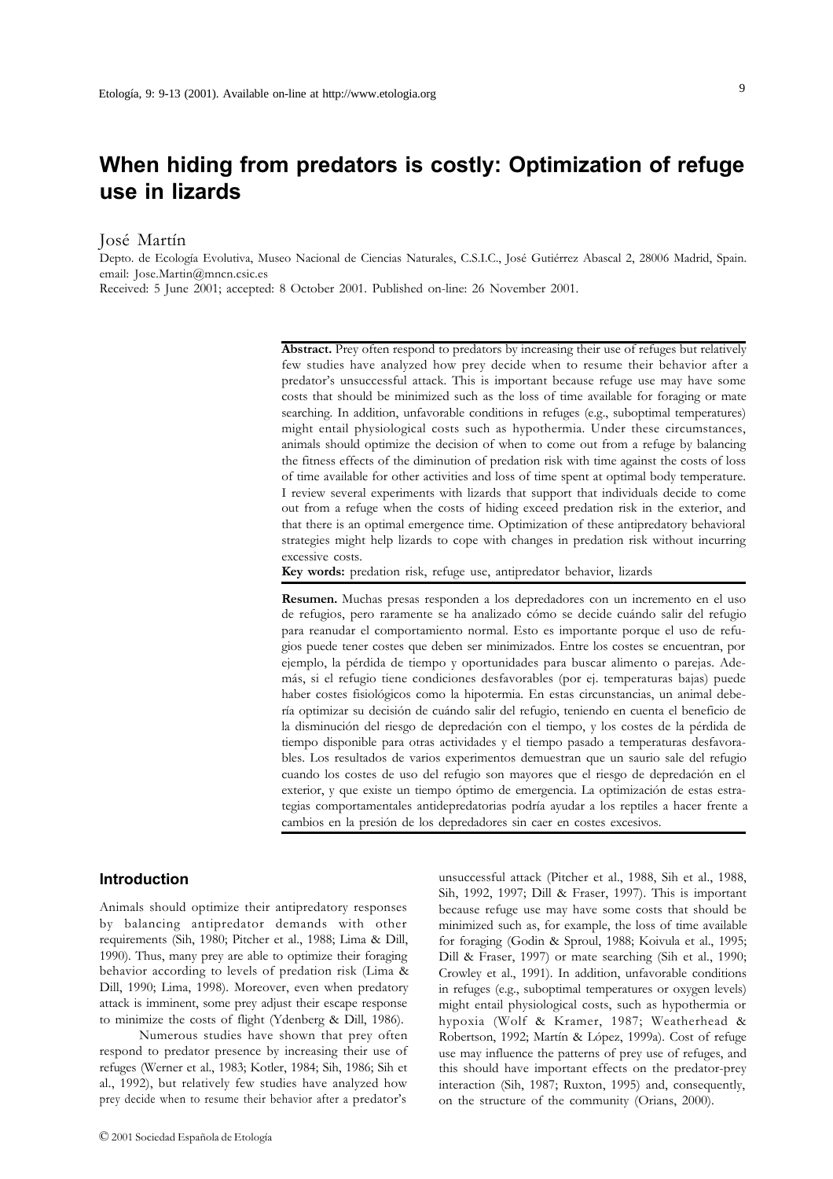# When hiding from predators is costly: Optimization of refuge use in lizards

José Martín

Depto. de Ecología Evolutiva, Museo Nacional de Ciencias Naturales, C.S.I.C., José Gutiérrez Abascal 2, 28006 Madrid, Spain. email: Jose.Martin@mncn.csic.es

Received: 5 June 2001; accepted: 8 October 2001. Published on-line: 26 November 2001.

**Abstract.** Prey often respond to predators by increasing their use of refuges but relatively few studies have analyzed how prey decide when to resume their behavior after a predator's unsuccessful attack. This is important because refuge use may have some costs that should be minimized such as the loss of time available for foraging or mate searching. In addition, unfavorable conditions in refuges (e.g., suboptimal temperatures) might entail physiological costs such as hypothermia. Under these circumstances, animals should optimize the decision of when to come out from a refuge by balancing the fitness effects of the diminution of predation risk with time against the costs of loss of time available for other activities and loss of time spent at optimal body temperature. I review several experiments with lizards that support that individuals decide to come out from a refuge when the costs of hiding exceed predation risk in the exterior, and that there is an optimal emergence time. Optimization of these antipredatory behavioral strategies might help lizards to cope with changes in predation risk without incurring excessive costs.

**Key words:** predation risk, refuge use, antipredator behavior, lizards

**Resumen.** Muchas presas responden a los depredadores con un incremento en el uso de refugios, pero raramente se ha analizado cómo se decide cuándo salir del refugio para reanudar el comportamiento normal. Esto es importante porque el uso de refugios puede tener costes que deben ser minimizados. Entre los costes se encuentran, por ejemplo, la pérdida de tiempo y oportunidades para buscar alimento o parejas. Además, si el refugio tiene condiciones desfavorables (por ej. temperaturas bajas) puede haber costes fisiológicos como la hipotermia. En estas circunstancias, un animal debería optimizar su decisión de cuándo salir del refugio, teniendo en cuenta el beneficio de la disminución del riesgo de depredación con el tiempo, y los costes de la pérdida de tiempo disponible para otras actividades y el tiempo pasado a temperaturas desfavorables. Los resultados de varios experimentos demuestran que un saurio sale del refugio cuando los costes de uso del refugio son mayores que el riesgo de depredación en el exterior, y que existe un tiempo óptimo de emergencia. La optimización de estas estrategias comportamentales antidepredatorias podría ayudar a los reptiles a hacer frente a cambios en la presión de los depredadores sin caer en costes excesivos.

## Introduction

Animals should optimize their antipredatory responses by balancing antipredator demands with other requirements (Sih, 1980; Pitcher et al., 1988; Lima & Dill, 1990). Thus, many prey are able to optimize their foraging behavior according to levels of predation risk (Lima & Dill, 1990; Lima, 1998). Moreover, even when predatory attack is imminent, some prey adjust their escape response to minimize the costs of flight (Ydenberg & Dill, 1986).

Numerous studies have shown that prey often respond to predator presence by increasing their use of refuges (Werner et al., 1983; Kotler, 1984; Sih, 1986; Sih et al., 1992), but relatively few studies have analyzed how prey decide when to resume their behavior after a predator's unsuccessful attack (Pitcher et al., 1988, Sih et al., 1988, Sih, 1992, 1997; Dill & Fraser, 1997). This is important because refuge use may have some costs that should be minimized such as, for example, the loss of time available for foraging (Godin & Sproul, 1988; Koivula et al., 1995; Dill & Fraser, 1997) or mate searching (Sih et al., 1990; Crowley et al., 1991). In addition, unfavorable conditions in refuges (e.g., suboptimal temperatures or oxygen levels) might entail physiological costs, such as hypothermia or hypoxia (Wolf & Kramer, 1987; Weatherhead & Robertson, 1992; Martín & López, 1999a). Cost of refuge use may influence the patterns of prey use of refuges, and this should have important effects on the predator-prey interaction (Sih, 1987; Ruxton, 1995) and, consequently, on the structure of the community (Orians, 2000).

© 2001 Sociedad Española de Etología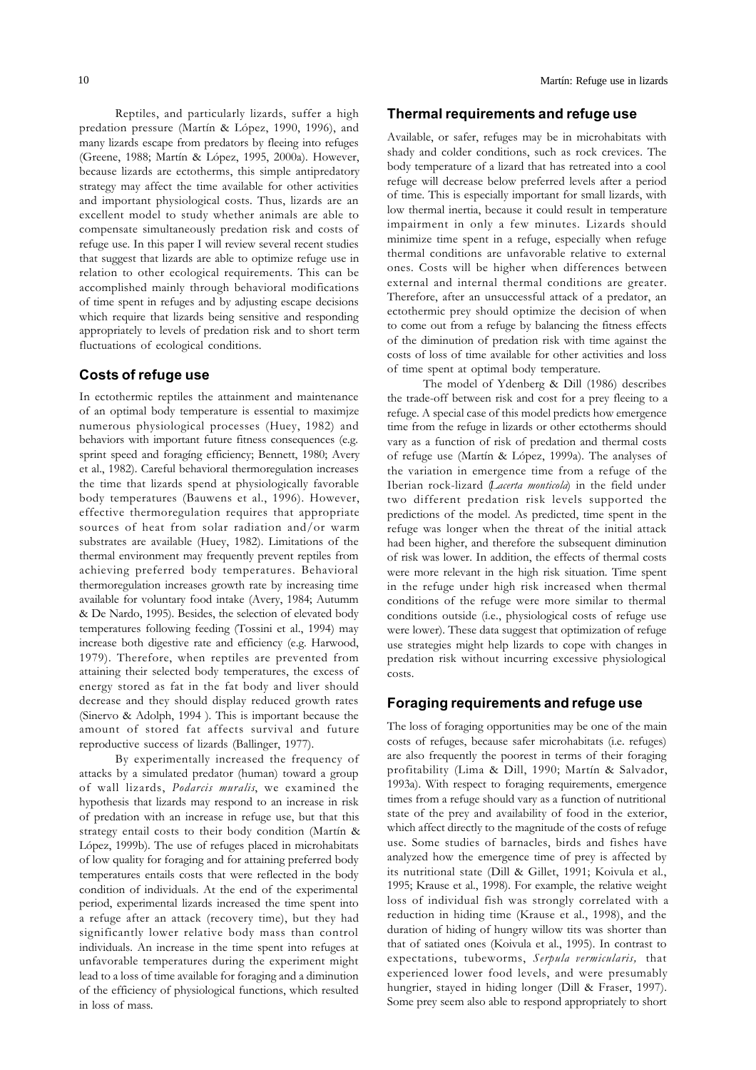Reptiles, and particularly lizards, suffer a high predation pressure (Martín & López, 1990, 1996), and many lizards escape from predators by fleeing into refuges (Greene, 1988; Martín & López, 1995, 2000a). However, because lizards are ectotherms, this simple antipredatory strategy may affect the time available for other activities and important physiological costs. Thus, lizards are an excellent model to study whether animals are able to compensate simultaneously predation risk and costs of refuge use. In this paper I will review several recent studies that suggest that lizards are able to optimize refuge use in relation to other ecological requirements. This can be accomplished mainly through behavioral modifications of time spent in refuges and by adjusting escape decisions which require that lizards being sensitive and responding appropriately to levels of predation risk and to short term fluctuations of ecological conditions.

## Costs of refuge use

In ectothermic reptiles the attainment and maintenance of an optimal body temperature is essential to maximjze numerous physiological processes (Huey, 1982) and behaviors with important future fitness consequences (e.g. sprint speed and foragíng efficiency; Bennett, 1980; Avery et al., 1982). Careful behavioral thermoregulation increases the time that lizards spend at physiologically favorable body temperatures (Bauwens et al., 1996). However, effective thermoregulation requires that appropriate sources of heat from solar radiation and/or warm substrates are available (Huey, 1982). Limitations of the thermal environment may frequently prevent reptiles from achieving preferred body temperatures. Behavioral thermoregulation increases growth rate by increasing time available for voluntary food intake (Avery, 1984; Autumm & De Nardo, 1995). Besides, the selection of elevated body temperatures following feeding (Tossini et al., 1994) may increase both digestive rate and efficiency (e.g. Harwood, 1979). Therefore, when reptiles are prevented from attaining their selected body temperatures, the excess of energy stored as fat in the fat body and liver should decrease and they should display reduced growth rates (Sinervo & Adolph, 1994 ). This is important because the amount of stored fat affects survival and future reproductive success of lizards (Ballinger, 1977).

By experimentally increased the frequency of attacks by a simulated predator (human) toward a group of wall lizards, *Podarcis muralis*, we examined the hypothesis that lizards may respond to an increase in risk of predation with an increase in refuge use, but that this strategy entail costs to their body condition (Martín & López, 1999b). The use of refuges placed in microhabitats of low quality for foraging and for attaining preferred body temperatures entails costs that were reflected in the body condition of individuals. At the end of the experimental period, experimental lizards increased the time spent into a refuge after an attack (recovery time), but they had significantly lower relative body mass than control individuals. An increase in the time spent into refuges at unfavorable temperatures during the experiment might lead to a loss of time available for foraging and a diminution of the efficiency of physiological functions, which resulted in loss of mass.

## Thermal requirements and refuge use

Available, or safer, refuges may be in microhabitats with shady and colder conditions, such as rock crevices. The body temperature of a lizard that has retreated into a cool refuge will decrease below preferred levels after a period of time. This is especially important for small lizards, with low thermal inertia, because it could result in temperature impairment in only a few minutes. Lizards should minimize time spent in a refuge, especially when refuge thermal conditions are unfavorable relative to external ones. Costs will be higher when differences between external and internal thermal conditions are greater. Therefore, after an unsuccessful attack of a predator, an ectothermic prey should optimize the decision of when to come out from a refuge by balancing the fitness effects of the diminution of predation risk with time against the costs of loss of time available for other activities and loss of time spent at optimal body temperature.

The model of Ydenberg & Dill (1986) describes the trade-off between risk and cost for a prey fleeing to a refuge. A special case of this model predicts how emergence time from the refuge in lizards or other ectotherms should vary as a function of risk of predation and thermal costs of refuge use (Martín & López, 1999a). The analyses of the variation in emergence time from a refuge of the Iberian rock-lizard (*Lacerta monticola*) in the field under two different predation risk levels supported the predictions of the model. As predicted, time spent in the refuge was longer when the threat of the initial attack had been higher, and therefore the subsequent diminution of risk was lower. In addition, the effects of thermal costs were more relevant in the high risk situation. Time spent in the refuge under high risk increased when thermal conditions of the refuge were more similar to thermal conditions outside (i.e., physiological costs of refuge use were lower). These data suggest that optimization of refuge use strategies might help lizards to cope with changes in predation risk without incurring excessive physiological costs.

## Foraging requirements and refuge use

The loss of foraging opportunities may be one of the main costs of refuges, because safer microhabitats (i.e. refuges) are also frequently the poorest in terms of their foraging profitability (Lima & Dill, 1990; Martín & Salvador, 1993a). With respect to foraging requirements, emergence times from a refuge should vary as a function of nutritional state of the prey and availability of food in the exterior, which affect directly to the magnitude of the costs of refuge use. Some studies of barnacles, birds and fishes have analyzed how the emergence time of prey is affected by its nutritional state (Dill & Gillet, 1991; Koivula et al., 1995; Krause et al., 1998). For example, the relative weight loss of individual fish was strongly correlated with a reduction in hiding time (Krause et al., 1998), and the duration of hiding of hungry willow tits was shorter than that of satiated ones (Koivula et al., 1995). In contrast to expectations, tubeworms, *Serpula vermicularis,* that experienced lower food levels, and were presumably hungrier, stayed in hiding longer (Dill & Fraser, 1997). Some prey seem also able to respond appropriately to short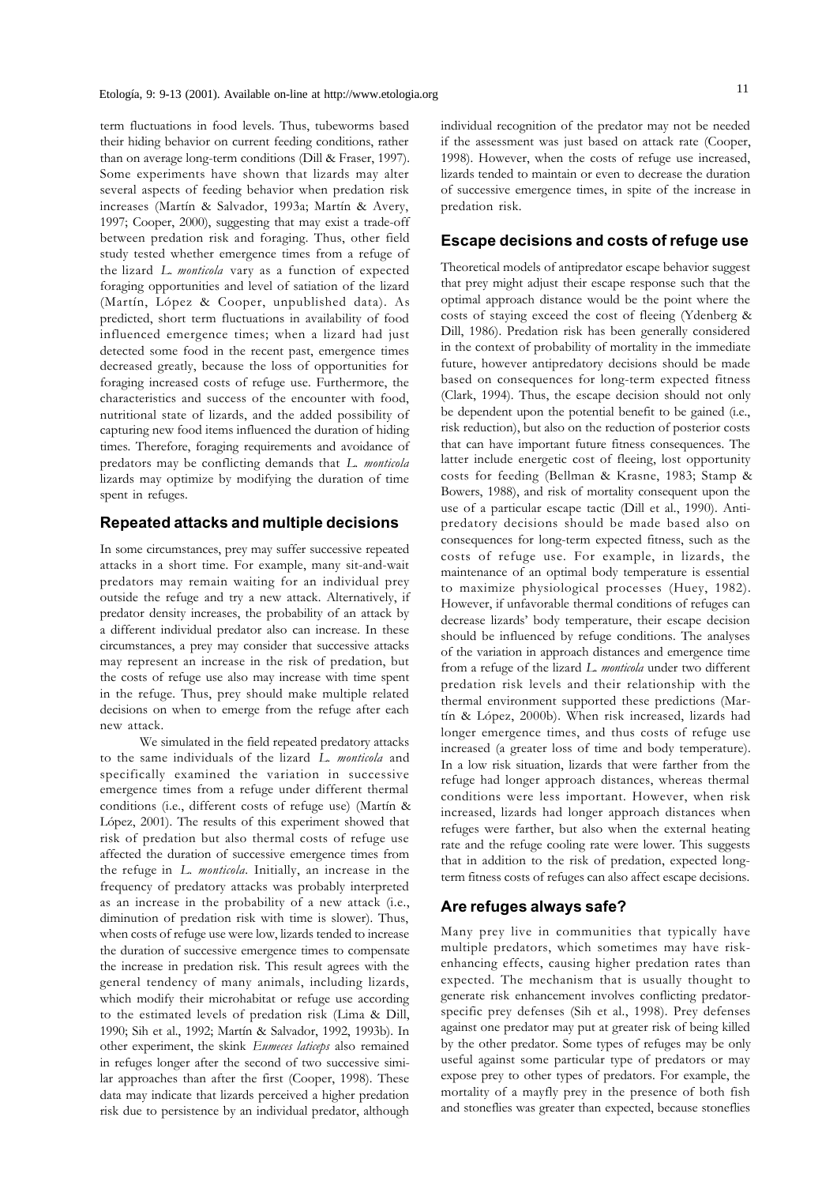term fluctuations in food levels. Thus, tubeworms based their hiding behavior on current feeding conditions, rather than on average long-term conditions (Dill & Fraser, 1997). Some experiments have shown that lizards may alter several aspects of feeding behavior when predation risk increases (Martín & Salvador, 1993a; Martín & Avery, 1997; Cooper, 2000), suggesting that may exist a trade-off between predation risk and foraging. Thus, other field study tested whether emergence times from a refuge of the lizard *L. monticola* vary as a function of expected foraging opportunities and level of satiation of the lizard (Martín, López & Cooper, unpublished data). As predicted, short term fluctuations in availability of food influenced emergence times; when a lizard had just detected some food in the recent past, emergence times decreased greatly, because the loss of opportunities for foraging increased costs of refuge use. Furthermore, the characteristics and success of the encounter with food, nutritional state of lizards, and the added possibility of capturing new food items influenced the duration of hiding times. Therefore, foraging requirements and avoidance of predators may be conflicting demands that *L. monticola* lizards may optimize by modifying the duration of time spent in refuges.

## Repeated attacks and multiple decisions

In some circumstances, prey may suffer successive repeated attacks in a short time. For example, many sit-and-wait predators may remain waiting for an individual prey outside the refuge and try a new attack. Alternatively, if predator density increases, the probability of an attack by a different individual predator also can increase. In these circumstances, a prey may consider that successive attacks may represent an increase in the risk of predation, but the costs of refuge use also may increase with time spent in the refuge. Thus, prey should make multiple related decisions on when to emerge from the refuge after each new attack.

We simulated in the field repeated predatory attacks to the same individuals of the lizard *L. monticola* and specifically examined the variation in successive emergence times from a refuge under different thermal conditions (i.e., different costs of refuge use) (Martín & López, 2001). The results of this experiment showed that risk of predation but also thermal costs of refuge use affected the duration of successive emergence times from the refuge in *L. monticola*. Initially, an increase in the frequency of predatory attacks was probably interpreted as an increase in the probability of a new attack (i.e., diminution of predation risk with time is slower). Thus, when costs of refuge use were low, lizards tended to increase the duration of successive emergence times to compensate the increase in predation risk. This result agrees with the general tendency of many animals, including lizards, which modify their microhabitat or refuge use according to the estimated levels of predation risk (Lima & Dill, 1990; Sih et al., 1992; Martín & Salvador, 1992, 1993b). In other experiment, the skink *Eumeces laticeps* also remained in refuges longer after the second of two successive similar approaches than after the first (Cooper, 1998). These data may indicate that lizards perceived a higher predation risk due to persistence by an individual predator, although individual recognition of the predator may not be needed if the assessment was just based on attack rate (Cooper, 1998). However, when the costs of refuge use increased, lizards tended to maintain or even to decrease the duration of successive emergence times, in spite of the increase in predation risk.

## Escape decisions and costs of refuge use

Theoretical models of antipredator escape behavior suggest that prey might adjust their escape response such that the optimal approach distance would be the point where the costs of staying exceed the cost of fleeing (Ydenberg & Dill, 1986). Predation risk has been generally considered in the context of probability of mortality in the immediate future, however antipredatory decisions should be made based on consequences for long-term expected fitness (Clark, 1994). Thus, the escape decision should not only be dependent upon the potential benefit to be gained (i.e., risk reduction), but also on the reduction of posterior costs that can have important future fitness consequences. The latter include energetic cost of fleeing, lost opportunity costs for feeding (Bellman & Krasne, 1983; Stamp & Bowers, 1988), and risk of mortality consequent upon the use of a particular escape tactic (Dill et al., 1990). Antipredatory decisions should be made based also on consequences for long-term expected fitness, such as the costs of refuge use. For example, in lizards, the maintenance of an optimal body temperature is essential to maximize physiological processes (Huey, 1982). However, if unfavorable thermal conditions of refuges can decrease lizards' body temperature, their escape decision should be influenced by refuge conditions. The analyses of the variation in approach distances and emergence time from a refuge of the lizard *L. monticola* under two different predation risk levels and their relationship with the thermal environment supported these predictions (Martín & López, 2000b). When risk increased, lizards had longer emergence times, and thus costs of refuge use increased (a greater loss of time and body temperature). In a low risk situation, lizards that were farther from the refuge had longer approach distances, whereas thermal conditions were less important. However, when risk increased, lizards had longer approach distances when refuges were farther, but also when the external heating rate and the refuge cooling rate were lower. This suggests that in addition to the risk of predation, expected long-term fitness costs of refuges can also affect escape decisions.

## Are refuges always safe?

Many prey live in communities that typically have multiple predators, which sometimes may have risk-enhancing effects, causing higher predation rates than expected. The mechanism that is usually thought to generate risk enhancement involves conflicting predator-specific prey defenses (Sih et al., 1998). Prey defenses against one predator may put at greater risk of being killed by the other predator. Some types of refuges may be only useful against some particular type of predators or may expose prey to other types of predators. For example, the mortality of a mayfly prey in the presence of both fish and stoneflies was greater than expected, because stoneflies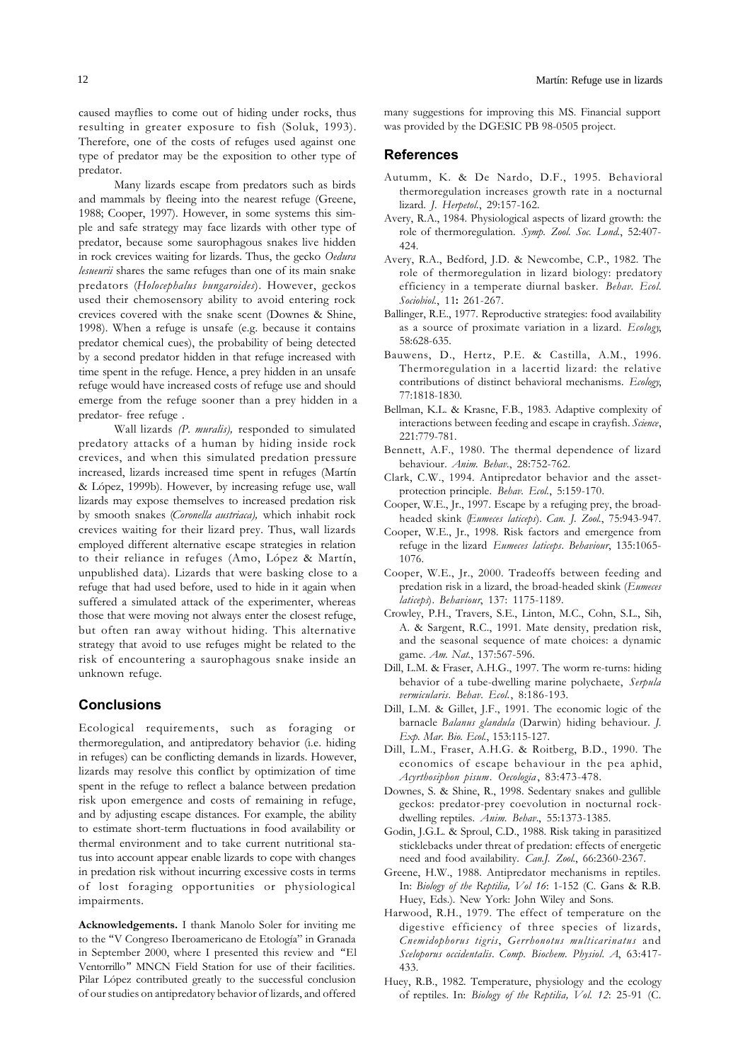caused mayflies to come out of hiding under rocks, thus resulting in greater exposure to fish (Soluk, 1993). Therefore, one of the costs of refuges used against one type of predator may be the exposition to other type of predator.

Many lizards escape from predators such as birds and mammals by fleeing into the nearest refuge (Greene, 1988; Cooper, 1997). However, in some systems this simple and safe strategy may face lizards with other type of predator, because some saurophagous snakes live hidden in rock crevices waiting for lizards. Thus, the gecko *Oedura lesueurii* shares the same refuges than one of its main snake predators (*Holocephalus bungaroides*). However, geckos used their chemosensory ability to avoid entering rock crevices covered with the snake scent (Downes & Shine, 1998). When a refuge is unsafe (e.g. because it contains predator chemical cues), the probability of being detected by a second predator hidden in that refuge increased with time spent in the refuge. Hence, a prey hidden in an unsafe refuge would have increased costs of refuge use and should emerge from the refuge sooner than a prey hidden in a predator- free refuge .

Wall lizards *(P. muralis),* responded to simulated predatory attacks of a human by hiding inside rock crevices, and when this simulated predation pressure increased, lizards increased time spent in refuges (Martín & López, 1999b). However, by increasing refuge use, wall lizards may expose themselves to increased predation risk by smooth snakes (*Coronella austriaca),* which inhabit rock crevices waiting for their lizard prey. Thus, wall lizards employed different alternative escape strategies in relation to their reliance in refuges (Amo, López & Martín, unpublished data). Lizards that were basking close to a refuge that had used before, used to hide in it again when suffered a simulated attack of the experimenter, whereas those that were moving not always enter the closest refuge, but often ran away without hiding. This alternative strategy that avoid to use refuges might be related to the risk of encountering a saurophagous snake inside an unknown refuge.

## Conclusions

Ecological requirements, such as foraging or thermoregulation, and antipredatory behavior (i.e. hiding in refuges) can be conflicting demands in lizards. However, lizards may resolve this conflict by optimization of time spent in the refuge to reflect a balance between predation risk upon emergence and costs of remaining in refuge, and by adjusting escape distances. For example, the ability to estimate short-term fluctuations in food availability or thermal environment and to take current nutritional status into account appear enable lizards to cope with changes in predation risk without incurring excessive costs in terms of lost foraging opportunities or physiological impairments.

**Acknowledgements.** I thank Manolo Soler for inviting me to the "V Congreso Iberoamericano de Etología" in Granada in September 2000, where I presented this review and "El Ventorrillo" MNCN Field Station for use of their facilities. Pilar López contributed greatly to the successful conclusion of our studies on antipredatory behavior of lizards, and offered many suggestions for improving this MS. Financial support was provided by the DGESIC PB 98-0505 project.

## References

Autumm, K. & De Nardo, D.F., 1995. Behavioral thermoregulation increases growth rate in a nocturnal lizard. *J. Herpetol.*, 29:157-162.

Avery, R.A., 1984. Physiological aspects of lizard growth: the role of thermoregulation. *Symp. Zool. Soc. Lond.*, 52:407-424.

Avery, R.A., Bedford, J.D. & Newcombe, C.P., 1982. The role of thermoregulation in lizard biology: predatory efficiency in a temperate diurnal basker. *Behav. Ecol. Sociobiol.*, 11**:** 261-267.

Ballinger, R.E., 1977. Reproductive strategies: food availability as a source of proximate variation in a lizard. *Ecology*, 58:628-635.

Bauwens, D., Hertz, P.E. & Castilla, A.M., 1996. Thermoregulation in a lacertid lizard: the relative contributions of distinct behavioral mechanisms. *Ecology*, 77:1818-1830.

Bellman, K.L. & Krasne, F.B., 1983. Adaptive complexity of interactions between feeding and escape in crayfish. *Science*, 221:779-781.

Bennett, A.F., 1980. The thermal dependence of lizard behaviour. *Anim. Behav.*, 28:752-762.

Clark, C.W., 1994. Antipredator behavior and the asset-protection principle. *Behav. Ecol.*, 5:159-170.

Cooper, W.E., Jr., 1997. Escape by a refuging prey, the broad-headed skink (*Eumeces laticeps*). *Can. J. Zool.*, 75:943-947.

Cooper, W.E., Jr., 1998. Risk factors and emergence from refuge in the lizard *Eumeces laticeps*. *Behaviour*, 135:1065-1076.

Cooper, W.E., Jr., 2000. Tradeoffs between feeding and predation risk in a lizard, the broad-headed skink (*Eumeces laticeps*). *Behaviour*, 137: 1175-1189.

Crowley, P.H., Travers, S.E., Linton, M.C., Cohn, S.L., Sih, A. & Sargent, R.C., 1991. Mate density, predation risk, and the seasonal sequence of mate choices: a dynamic game. *Am. Nat.*, 137:567-596.

Dill, L.M. & Fraser, A.H.G., 1997. The worm re-turns: hiding behavior of a tube-dwelling marine polychaete, *Serpula vermicularis*. *Behav. Ecol.*, 8:186-193.

Dill, L.M. & Gillet, J.F., 1991. The economic logic of the barnacle *Balanus glandula* (Darwin) hiding behaviour. *J. Exp. Mar. Bio. Ecol.*, 153:115-127.

Dill, L.M., Fraser, A.H.G. & Roitberg, B.D., 1990. The economics of escape behaviour in the pea aphid, *Acyrthosiphon pisum*. *Oecologia*, 83:473-478.

Downes, S. & Shine, R., 1998. Sedentary snakes and gullible geckos: predator-prey coevolution in nocturnal rock-dwelling reptiles. *Anim. Behav.*, 55:1373-1385.

Godin, J.G.L. & Sproul, C.D., 1988. Risk taking in parasitized sticklebacks under threat of predation: effects of energetic need and food availability. *Can.J. Zool.*, 66:2360-2367.

Greene, H.W., 1988. Antipredator mechanisms in reptiles. In: *Biology of the Reptilia, Vol 16*: 1-152 (C. Gans & R.B. Huey, Eds.). New York: John Wiley and Sons.

Harwood, R.H., 1979. The effect of temperature on the digestive efficiency of three species of lizards, *Cnemidophorus tigris*, *Gerrhonotus multicarinatus* and *Sceloporus occidentalis*. *Comp. Biochem. Physiol. A*, 63:417-433.

Huey, R.B., 1982. Temperature, physiology and the ecology of reptiles. In: *Biology of the Reptilia, Vol. 12*: 25-91 (C.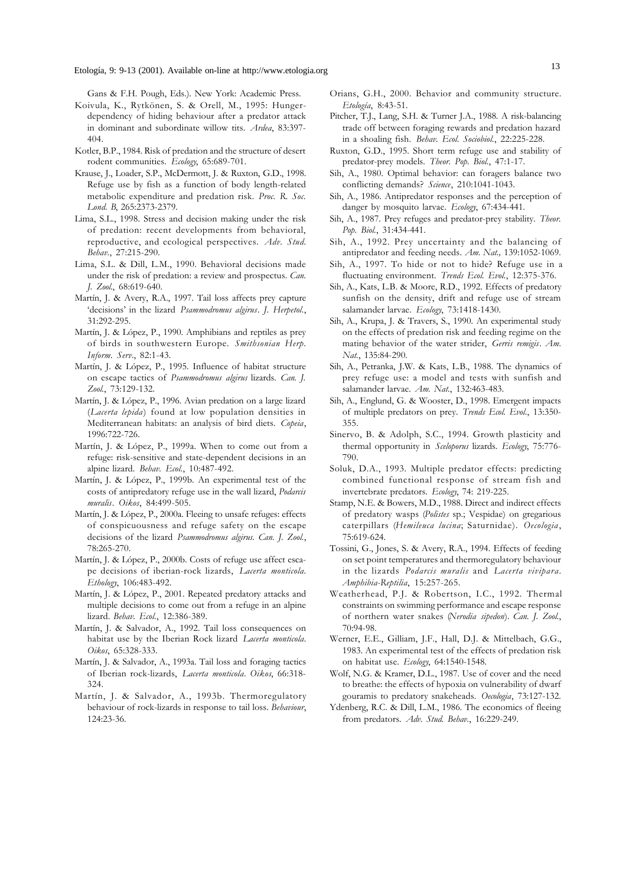Gans & F.H. Pough, Eds.). New York: Academic Press.

Koivula, K., Rytkönen, S. & Orell, M., 1995: Hunger-dependency of hiding behaviour after a predator attack in dominant and subordinate willow tits. *Ardea*, 83:397-404.

Kotler, B.P., 1984. Risk of predation and the structure of desert rodent communities. *Ecology*, 65:689-701.

Krause, J., Loader, S.P., McDermott, J. & Ruxton, G.D., 1998. Refuge use by fish as a function of body length-related metabolic expenditure and predation risk. *Proc. R. Soc. Lond. B*, 265:2373-2379.

Lima, S.L., 1998. Stress and decision making under the risk of predation: recent developments from behavioral, reproductive, and ecological perspectives. *Adv. Stud. Behav.*, 27:215-290.

Lima, S.L. & Dill, L.M., 1990. Behavioral decisions made under the risk of predation: a review and prospectus. *Can. J. Zool.*, 68:619-640.

Martín, J. & Avery, R.A., 1997. Tail loss affects prey capture 'decisions' in the lizard *Psammodromus algirus*. *J. Herpetol.*, 31:292-295.

Martín, J. & López, P., 1990. Amphibians and reptiles as prey of birds in southwestern Europe. *Smithsonian Herp. Inform. Serv.*, 82:1-43.

Martín, J. & López, P., 1995. Influence of habitat structure on escape tactics of *Psammodromus algirus* lizards. *Can. J. Zool.*, 73:129-132.

Martín, J. & López, P., 1996. Avian predation on a large lizard (*Lacerta lepida*) found at low population densities in Mediterranean habitats: an analysis of bird diets. *Copeia*, 1996:722-726.

Martín, J. & López, P., 1999a. When to come out from a refuge: risk-sensitive and state-dependent decisions in an alpine lizard. *Behav. Ecol.*, 10:487-492.

Martín, J. & López, P., 1999b. An experimental test of the costs of antipredatory refuge use in the wall lizard, *Podarcis muralis*. *Oikos*, 84:499-505.

Martín, J. & López, P., 2000a. Fleeing to unsafe refuges: effects of conspicuousness and refuge safety on the escape decisions of the lizard *Psammodromus algirus*. *Can. J. Zool.*, 78:265-270.

Martín, J. & López, P., 2000b. Costs of refuge use affect escape decisions of iberian-rock lizards, *Lacerta monticola*. *Ethology*, 106:483-492.

Martín, J. & López, P., 2001. Repeated predatory attacks and multiple decisions to come out from a refuge in an alpine lizard. *Behav. Ecol.*, 12:386-389.

Martín, J. & Salvador, A., 1992. Tail loss consequences on habitat use by the Iberian Rock lizard *Lacerta monticola*. *Oikos*, 65:328-333.

Martín, J. & Salvador, A., 1993a. Tail loss and foraging tactics of Iberian rock-lizards, *Lacerta monticola*. *Oikos*, 66:318-324.

Martín, J. & Salvador, A., 1993b. Thermoregulatory behaviour of rock-lizards in response to tail loss. *Behaviour*, 124:23-36.

Orians, G.H., 2000. Behavior and community structure. *Etología*, 8:43-51.

Pitcher, T.J., Lang, S.H. & Turner J.A., 1988. A risk-balancing trade off between foraging rewards and predation hazard in a shoaling fish. *Behav. Ecol. Sociobiol.*, 22:225-228.

Ruxton, G.D., 1995. Short term refuge use and stability of predator-prey models. *Theor. Pop. Biol.*, 47:1-17.

Sih, A., 1980. Optimal behavior: can foragers balance two conflicting demands? *Science*, 210:1041-1043.

Sih, A., 1986. Antipredator responses and the perception of danger by mosquito larvae. *Ecology*, 67:434-441.

Sih, A., 1987. Prey refuges and predator-prey stability. *Theor. Pop. Biol.*, 31:434-441.

Sih, A., 1992. Prey uncertainty and the balancing of antipredator and feeding needs. *Am. Nat.,* 139:1052-1069.

Sih, A., 1997. To hide or not to hide? Refuge use in a fluctuating environment. *Trends Ecol. Evol.*, 12:375-376.

Sih, A., Kats, L.B. & Moore, R.D., 1992. Effects of predatory sunfish on the density, drift and refuge use of stream salamander larvae. *Ecology*, 73:1418-1430.

Sih, A., Krupa, J. & Travers, S., 1990. An experimental study on the effects of predation risk and feeding regime on the mating behavior of the water strider, *Gerris remigis*. *Am. Nat.*, 135:84-290.

Sih, A., Petranka, J.W. & Kats, L.B., 1988. The dynamics of prey refuge use: a model and tests with sunfish and salamander larvae. *Am. Nat.*, 132:463-483.

Sih, A., Englund, G. & Wooster, D., 1998. Emergent impacts of multiple predators on prey. *Trends Ecol. Evol.*, 13:350-355.

Sinervo, B. & Adolph, S.C., 1994. Growth plasticity and thermal opportunity in *Sceloporus* lizards. *Ecology*, 75:776-790.

Soluk, D.A., 1993. Multiple predator effects: predicting combined functional response of stream fish and invertebrate predators. *Ecology*, 74: 219-225.

Stamp, N.E. & Bowers, M.D., 1988. Direct and indirect effects of predatory wasps (*Polistes* sp.; Vespidae) on gregarious caterpillars (*Hemileuca lucina*; Saturnidae). *Oecologia*, 75:619-624.

Tossini, G., Jones, S. & Avery, R.A., 1994. Effects of feeding on set point temperatures and thermoregulatory behaviour in the lizards *Podarcis muralis* and *Lacerta vivipara*. *Amphibia-Reptilia*, 15:257-265.

Weatherhead, P.J. & Robertson, I.C., 1992. Thermal constraints on swimming performance and escape response of northern water snakes (*Nerodia sipedon*). *Can. J. Zool.*, 70:94-98.

Werner, E.E., Gilliam, J.F., Hall, D.J. & Mittelbach, G.G., 1983. An experimental test of the effects of predation risk on habitat use. *Ecology*, 64:1540-1548.

Wolf, N.G. & Kramer, D.L., 1987. Use of cover and the need to breathe: the effects of hypoxia on vulnerability of dwarf gouramis to predatory snakeheads. *Oecologia*, 73:127-132.

Ydenberg, R.C. & Dill, L.M., 1986. The economics of fleeing from predators. *Adv. Stud. Behav.*, 16:229-249.